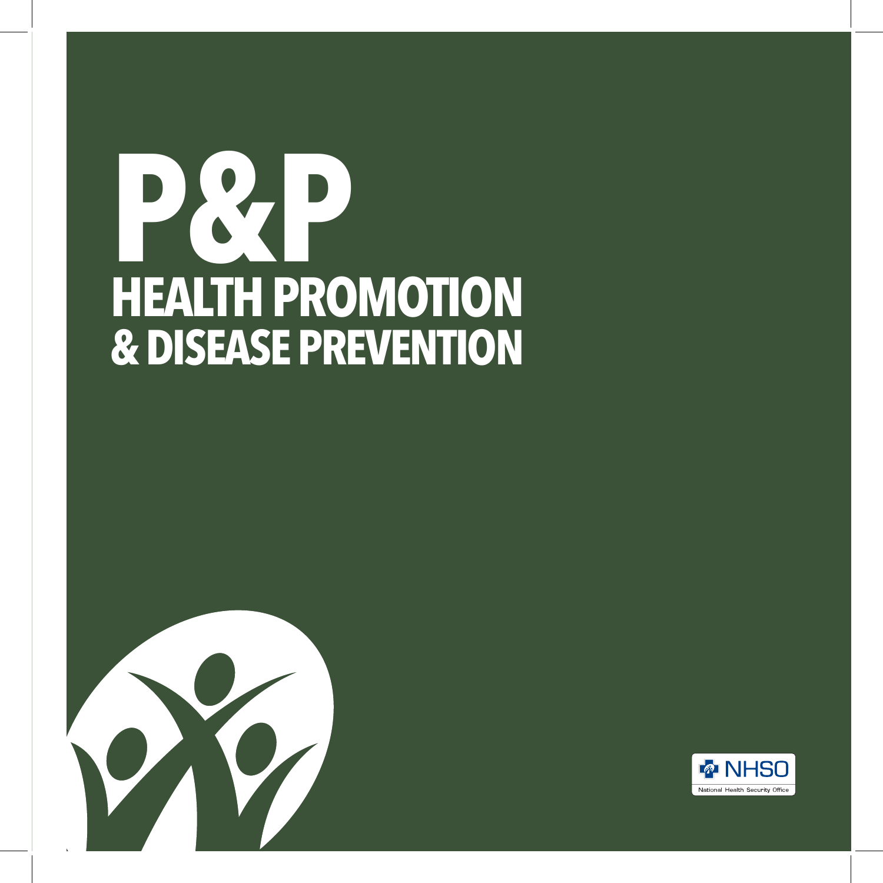# P&P

## HEALTH PROMOTION
## & DISEASE PREVENTION

NHSO

National Health Security Office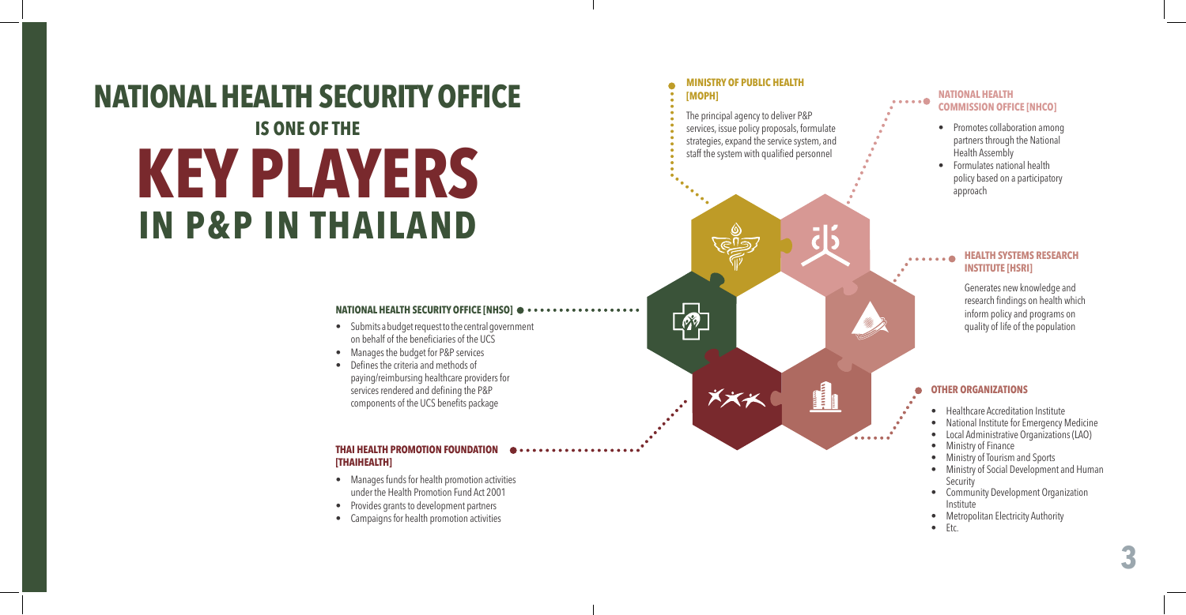# NATIONAL HEALTH SECURITY OFFICE IS ONE OF THE KEY PLAYERS IN P&P IN THAILAND

### NATIONAL HEALTH SECURITY OFFICE [NHSO]

- Submits a budget request to the central government on behalf of the beneficiaries of the UCS
- Manages the budget for P&P services
- Defines the criteria and methods of paying/reimbursing healthcare providers for services rendered and defining the P&P components of the UCS benefits package

### THAI HEALTH PROMOTION FOUNDATION [THAIHEALTH]

- Manages funds for health promotion activities under the Health Promotion Fund Act 2001
- Provides grants to development partners
- Campaigns for health promotion activities

### MINISTRY OF PUBLIC HEALTH [MOPH]

The principal agency to deliver P&P services, issue policy proposals, formulate strategies, expand the service system, and staff the system with qualified personnel

### NATIONAL HEALTH COMMISSION OFFICE [NHCO]

- Promotes collaboration among partners through the National Health Assembly
- Formulates national health policy based on a participatory approach

### HEALTH SYSTEMS RESEARCH INSTITUTE [HSRI]

Generates new knowledge and research findings on health which inform policy and programs on quality of life of the population

### OTHER ORGANIZATIONS

- Healthcare Accreditation Institute
- National Institute for Emergency Medicine
- Local Administrative Organizations (LAO)
- Ministry of Finance
- Ministry of Tourism and Sports
- Ministry of Social Development and Human Security
- Community Development Organization Institute
- Metropolitan Electricity Authority
- Etc.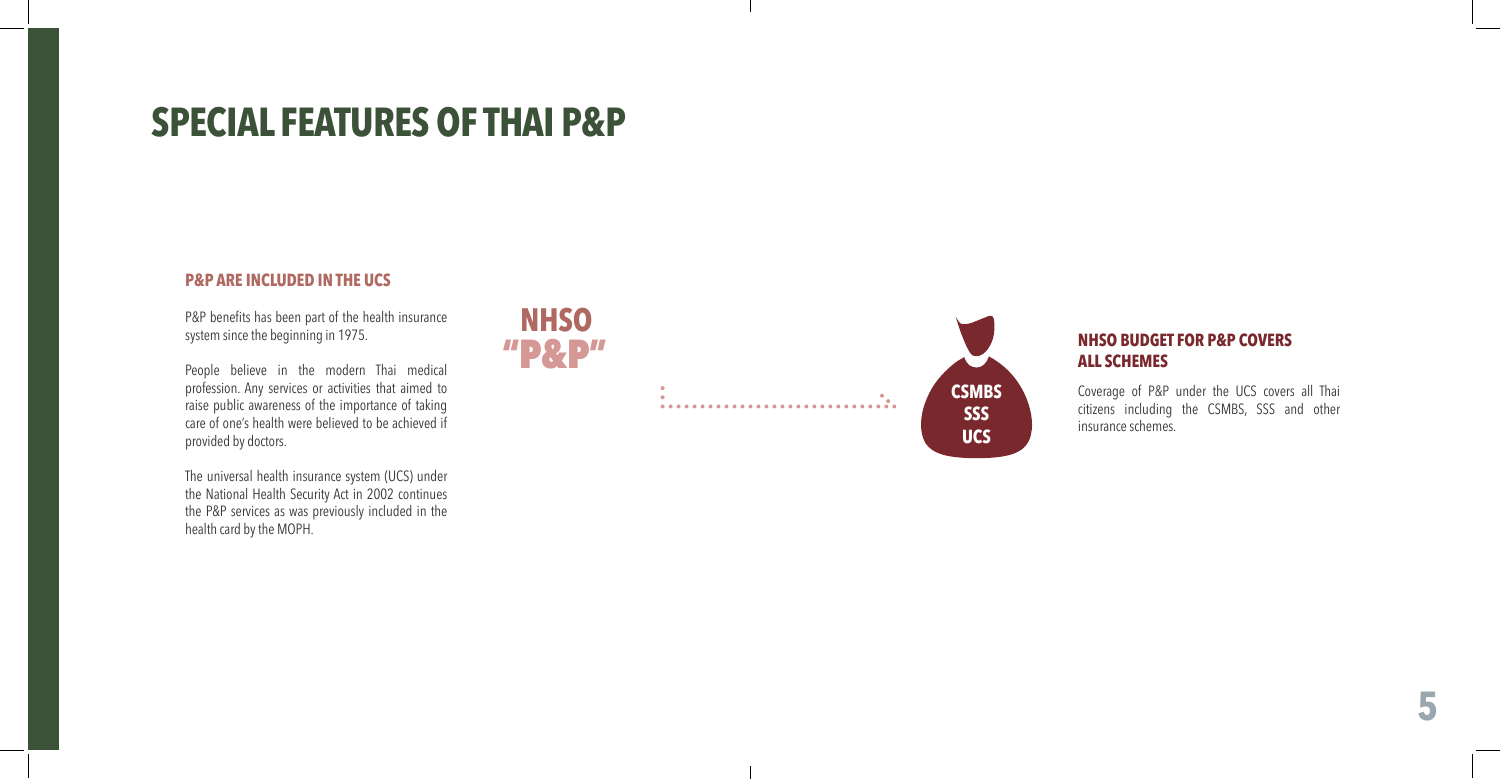# SPECIAL FEATURES OF THAI P&P

### P&P ARE INCLUDED IN THE UCS

P&P benefits has been part of the health insurance system since the beginning in 1975.

People believe in the modern Thai medical profession. Any services or activities that aimed to raise public awareness of the importance of taking care of one's health were believed to be achieved if provided by doctors.

The universal health insurance system (UCS) under the National Health Security Act in 2002 continues the P&P services as was previously included in the health card by the MOPH.

**NHSO "P&P"**

**CSMBS SSS UCS**

### NHSO BUDGET FOR P&P COVERS ALL SCHEMES

Coverage of P&P under the UCS covers all Thai citizens including the CSMBS, SSS and other insurance schemes.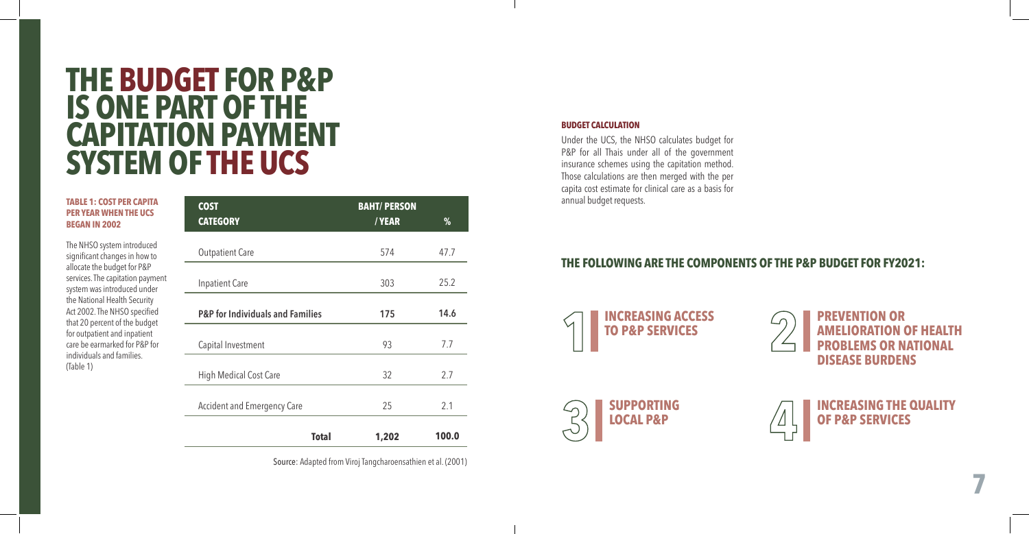# THE BUDGET FOR P&P IS ONE PART OF THE CAPITATION PAYMENT SYSTEM OF THE UCS

**TABLE 1: COST PER CAPITA PER YEAR WHEN THE UCS BEGAN IN 2002**

The NHSO system introduced significant changes in how to allocate the budget for P&P services. The capitation payment system was introduced under the National Health Security Act 2002. The NHSO specified that 20 percent of the budget for outpatient and inpatient care be earmarked for P&P for individuals and families. (Table 1)

| COST CATEGORY | BAHT/ PERSON / YEAR | % |
|---|---|---|
| Outpatient Care | 574 | 47.7 |
| Inpatient Care | 303 | 25.2 |
| **P&P for Individuals and Families** | **175** | **14.6** |
| Capital Investment | 93 | 7.7 |
| High Medical Cost Care | 32 | 2.7 |
| Accident and Emergency Care | 25 | 2.1 |
| **Total** | **1,202** | **100.0** |

Source: Adapted from Viroj Tangcharoensathien et al. (2001)

**BUDGET CALCULATION**

Under the UCS, the NHSO calculates budget for P&P for all Thais under all of the government insurance schemes using the capitation method. Those calculations are then merged with the per capita cost estimate for clinical care as a basis for annual budget requests.

## THE FOLLOWING ARE THE COMPONENTS OF THE P&P BUDGET FOR FY2021:

1. **INCREASING ACCESS TO P&P SERVICES**
2. **PREVENTION OR AMELIORATION OF HEALTH PROBLEMS OR NATIONAL DISEASE BURDENS**
3. **SUPPORTING LOCAL P&P**
4. **INCREASING THE QUALITY OF P&P SERVICES**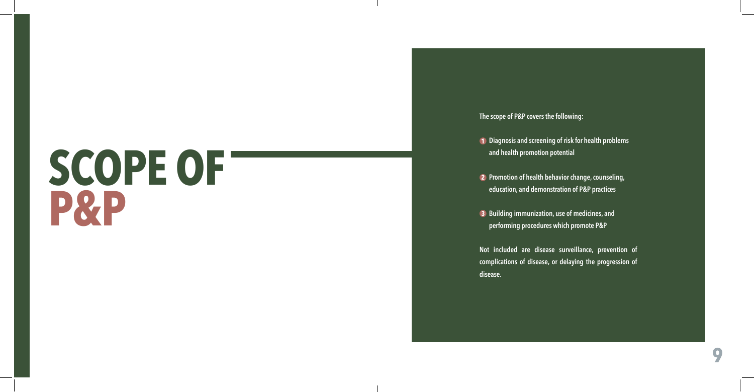# SCOPE OF P&P

The scope of P&P covers the following:

1. Diagnosis and screening of risk for health problems and health promotion potential
2. Promotion of health behavior change, counseling, education, and demonstration of P&P practices
3. Building immunization, use of medicines, and performing procedures which promote P&P

Not included are disease surveillance, prevention of complications of disease, or delaying the progression of disease.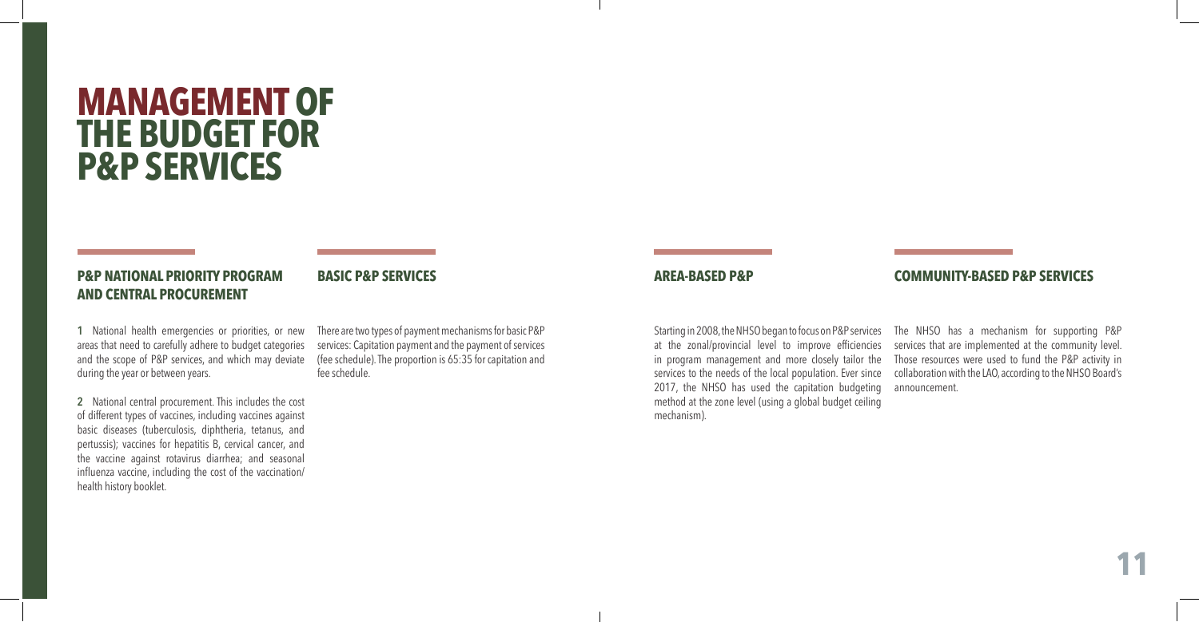# MANAGEMENT OF THE BUDGET FOR P&P SERVICES

## P&P NATIONAL PRIORITY PROGRAM AND CENTRAL PROCUREMENT

**1** National health emergencies or priorities, or new areas that need to carefully adhere to budget categories and the scope of P&P services, and which may deviate during the year or between years.

**2** National central procurement. This includes the cost of different types of vaccines, including vaccines against basic diseases (tuberculosis, diphtheria, tetanus, and pertussis); vaccines for hepatitis B, cervical cancer, and the vaccine against rotavirus diarrhea; and seasonal influenza vaccine, including the cost of the vaccination/health history booklet.

## BASIC P&P SERVICES

There are two types of payment mechanisms for basic P&P services: Capitation payment and the payment of services (fee schedule). The proportion is 65:35 for capitation and fee schedule.

## AREA-BASED P&P

Starting in 2008, the NHSO began to focus on P&P services at the zonal/provincial level to improve efficiencies in program management and more closely tailor the services to the needs of the local population. Ever since 2017, the NHSO has used the capitation budgeting method at the zone level (using a global budget ceiling mechanism).

## COMMUNITY-BASED P&P SERVICES

The NHSO has a mechanism for supporting P&P services that are implemented at the community level. Those resources were used to fund the P&P activity in collaboration with the LAO, according to the NHSO Board's announcement.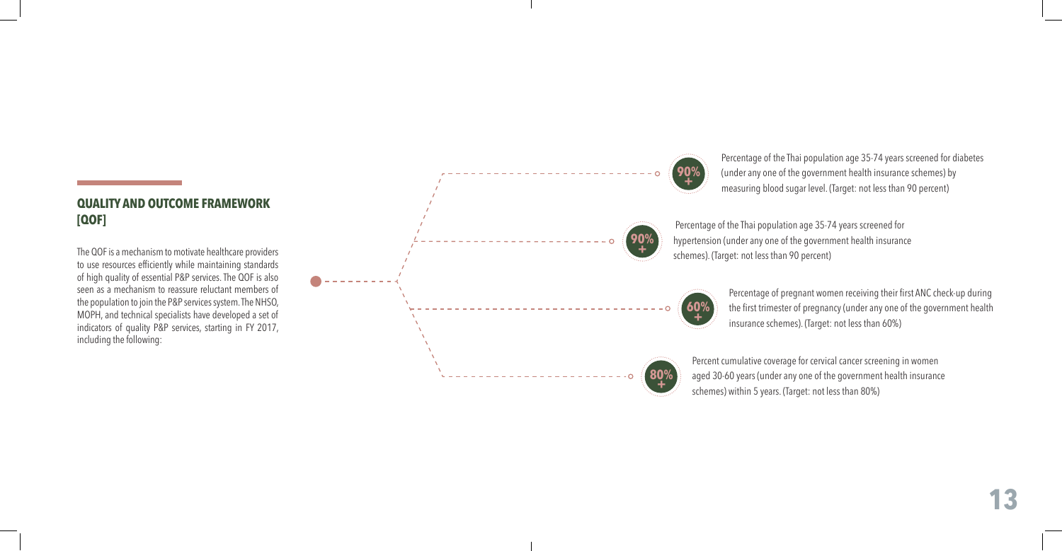## QUALITY AND OUTCOME FRAMEWORK [QOF]

The QOF is a mechanism to motivate healthcare providers to use resources efficiently while maintaining standards of high quality of essential P&P services. The QOF is also seen as a mechanism to reassure reluctant members of the population to join the P&P services system. The NHSO, MOPH, and technical specialists have developed a set of indicators of quality P&P services, starting in FY 2017, including the following:

- **90%+** Percentage of the Thai population age 35-74 years screened for diabetes (under any one of the government health insurance schemes) by measuring blood sugar level. (Target: not less than 90 percent)
- **90%+** Percentage of the Thai population age 35-74 years screened for hypertension (under any one of the government health insurance schemes). (Target: not less than 90 percent)
- **60%+** Percentage of pregnant women receiving their first ANC check-up during the first trimester of pregnancy (under any one of the government health insurance schemes). (Target: not less than 60%)
- **80%+** Percent cumulative coverage for cervical cancer screening in women aged 30-60 years (under any one of the government health insurance schemes) within 5 years. (Target: not less than 80%)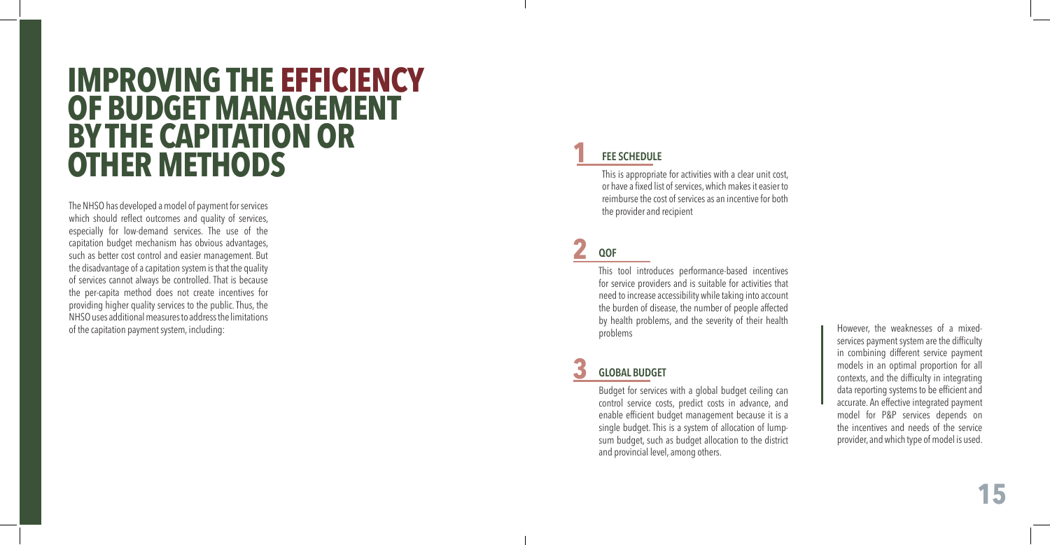# IMPROVING THE EFFICIENCY OF BUDGET MANAGEMENT BY THE CAPITATION OR OTHER METHODS

The NHSO has developed a model of payment for services which should reflect outcomes and quality of services, especially for low-demand services. The use of the capitation budget mechanism has obvious advantages, such as better cost control and easier management. But the disadvantage of a capitation system is that the quality of services cannot always be controlled. That is because the per-capita method does not create incentives for providing higher quality services to the public. Thus, the NHSO uses additional measures to address the limitations of the capitation payment system, including:

## 1 FEE SCHEDULE

This is appropriate for activities with a clear unit cost, or have a fixed list of services, which makes it easier to reimburse the cost of services as an incentive for both the provider and recipient

## 2 QOF

This tool introduces performance-based incentives for service providers and is suitable for activities that need to increase accessibility while taking into account the burden of disease, the number of people affected by health problems, and the severity of their health problems

## 3 GLOBAL BUDGET

Budget for services with a global budget ceiling can control service costs, predict costs in advance, and enable efficient budget management because it is a single budget. This is a system of allocation of lump-sum budget, such as budget allocation to the district and provincial level, among others.

However, the weaknesses of a mixed-services payment system are the difficulty in combining different service payment models in an optimal proportion for all contexts, and the difficulty in integrating data reporting systems to be efficient and accurate. An effective integrated payment model for P&P services depends on the incentives and needs of the service provider, and which type of model is used.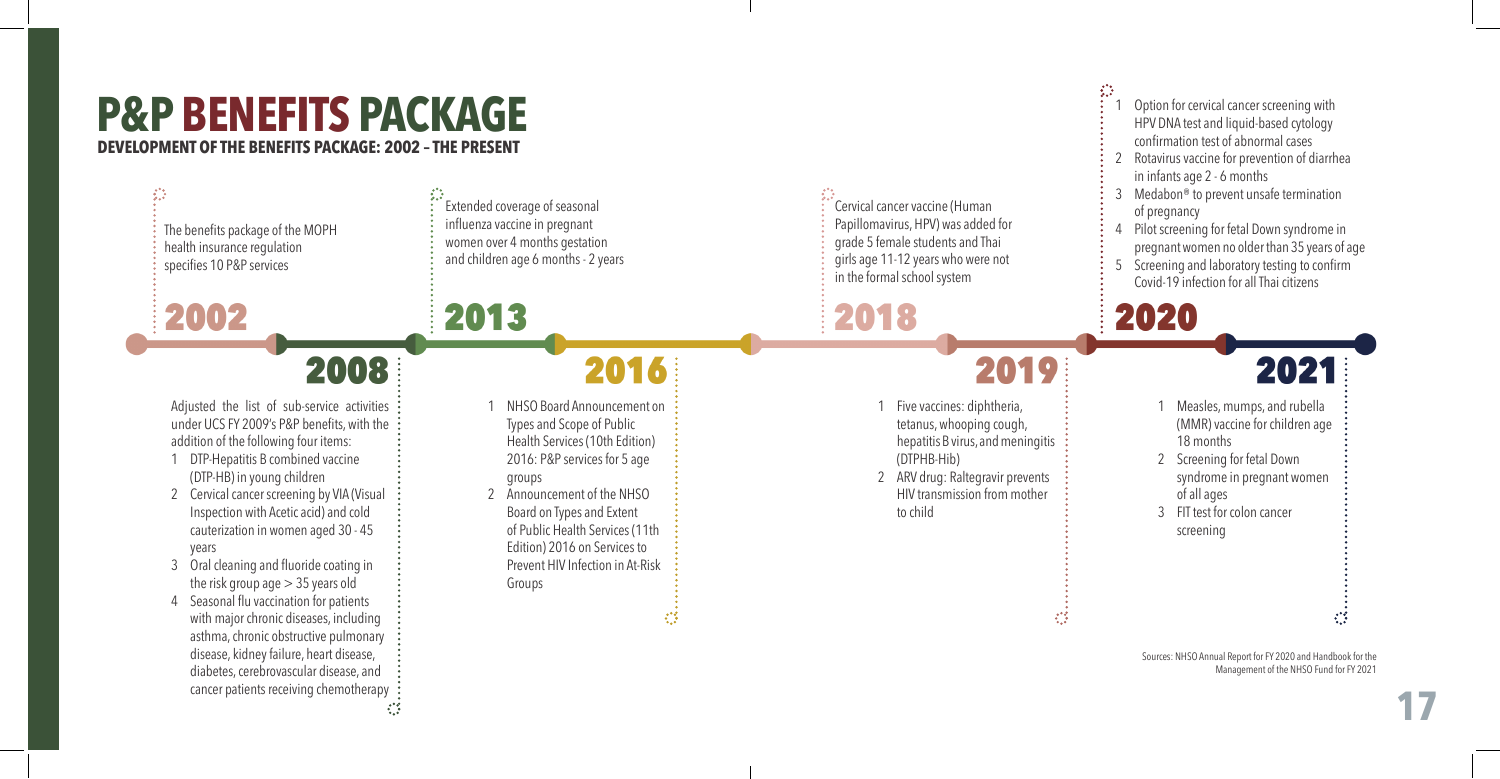# P&P BENEFITS PACKAGE

**DEVELOPMENT OF THE BENEFITS PACKAGE: 2002 – THE PRESENT**

## 2002

The benefits package of the MOPH health insurance regulation specifies 10 P&P services

## 2008

Adjusted the list of sub-service activities under UCS FY 2009's P&P benefits, with the addition of the following four items:

1. DTP-Hepatitis B combined vaccine (DTP-HB) in young children
2. Cervical cancer screening by VIA (Visual Inspection with Acetic acid) and cold cauterization in women aged 30 - 45 years
3. Oral cleaning and fluoride coating in the risk group age > 35 years old
4. Seasonal flu vaccination for patients with major chronic diseases, including asthma, chronic obstructive pulmonary disease, kidney failure, heart disease, diabetes, cerebrovascular disease, and cancer patients receiving chemotherapy

## 2013

Extended coverage of seasonal influenza vaccine in pregnant women over 4 months gestation and children age 6 months - 2 years

## 2016

1. NHSO Board Announcement on Types and Scope of Public Health Services (10th Edition) 2016: P&P services for 5 age groups
2. Announcement of the NHSO Board on Types and Extent of Public Health Services (11th Edition) 2016 on Services to Prevent HIV Infection in At-Risk Groups

## 2018

Cervical cancer vaccine (Human Papillomavirus, HPV) was added for grade 5 female students and Thai girls age 11-12 years who were not in the formal school system

## 2019

1. Five vaccines: diphtheria, tetanus, whooping cough, hepatitis B virus, and meningitis (DTPHB-Hib)
2. ARV drug: Raltegravir prevents HIV transmission from mother to child

## 2020

1. Option for cervical cancer screening with HPV DNA test and liquid-based cytology confirmation test of abnormal cases
2. Rotavirus vaccine for prevention of diarrhea in infants age 2 - 6 months
3. Medabon® to prevent unsafe termination of pregnancy
4. Pilot screening for fetal Down syndrome in pregnant women no older than 35 years of age
5. Screening and laboratory testing to confirm Covid-19 infection for all Thai citizens

## 2021

1. Measles, mumps, and rubella (MMR) vaccine for children age 18 months
2. Screening for fetal Down syndrome in pregnant women of all ages
3. FIT test for colon cancer screening

Sources: NHSO Annual Report for FY 2020 and Handbook for the Management of the NHSO Fund for FY 2021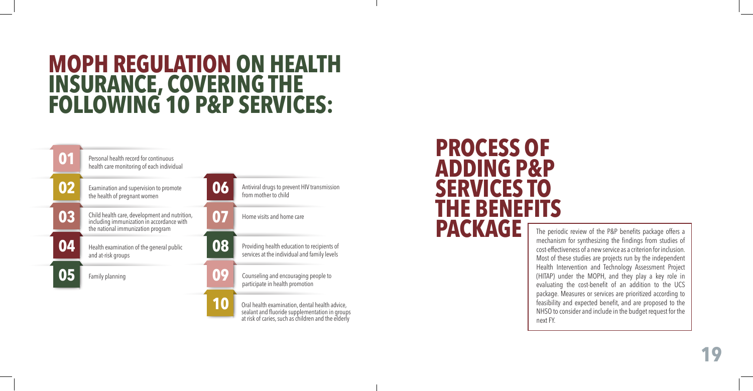# MOPH REGULATION ON HEALTH INSURANCE, COVERING THE FOLLOWING 10 P&P SERVICES:

**01** Personal health record for continuous health care monitoring of each individual

**02** Examination and supervision to promote the health of pregnant women

**03** Child health care, development and nutrition, including immunization in accordance with the national immunization program

**04** Health examination of the general public and at-risk groups

**05** Family planning

**06** Antiviral drugs to prevent HIV transmission from mother to child

**07** Home visits and home care

**08** Providing health education to recipients of services at the individual and family levels

**09** Counseling and encouraging people to participate in health promotion

**10** Oral health examination, dental health advice, sealant and fluoride supplementation in groups at risk of caries, such as children and the elderly

# PROCESS OF ADDING P&P SERVICES TO THE BENEFITS PACKAGE

The periodic review of the P&P benefits package offers a mechanism for synthesizing the findings from studies of cost-effectiveness of a new service as a criterion for inclusion. Most of these studies are projects run by the independent Health Intervention and Technology Assessment Project (HITAP) under the MOPH, and they play a key role in evaluating the cost-benefit of an addition to the UCS package. Measures or services are prioritized according to feasibility and expected benefit, and are proposed to the NHSO to consider and include in the budget request for the next FY.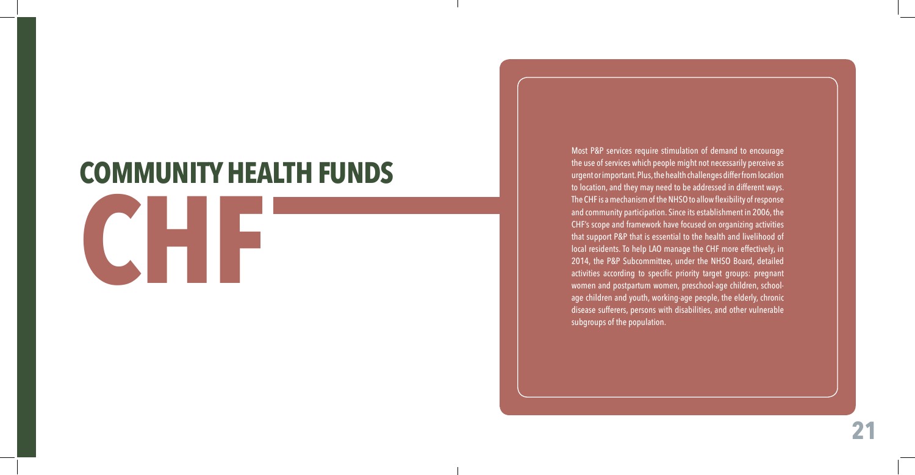# COMMUNITY HEALTH FUNDS

# CHF

Most P&P services require stimulation of demand to encourage the use of services which people might not necessarily perceive as urgent or important. Plus, the health challenges differ from location to location, and they may need to be addressed in different ways. The CHF is a mechanism of the NHSO to allow flexibility of response and community participation. Since its establishment in 2006, the CHF's scope and framework have focused on organizing activities that support P&P that is essential to the health and livelihood of local residents. To help LAO manage the CHF more effectively, in 2014, the P&P Subcommittee, under the NHSO Board, detailed activities according to specific priority target groups: pregnant women and postpartum women, preschool-age children, school-age children and youth, working-age people, the elderly, chronic disease sufferers, persons with disabilities, and other vulnerable subgroups of the population.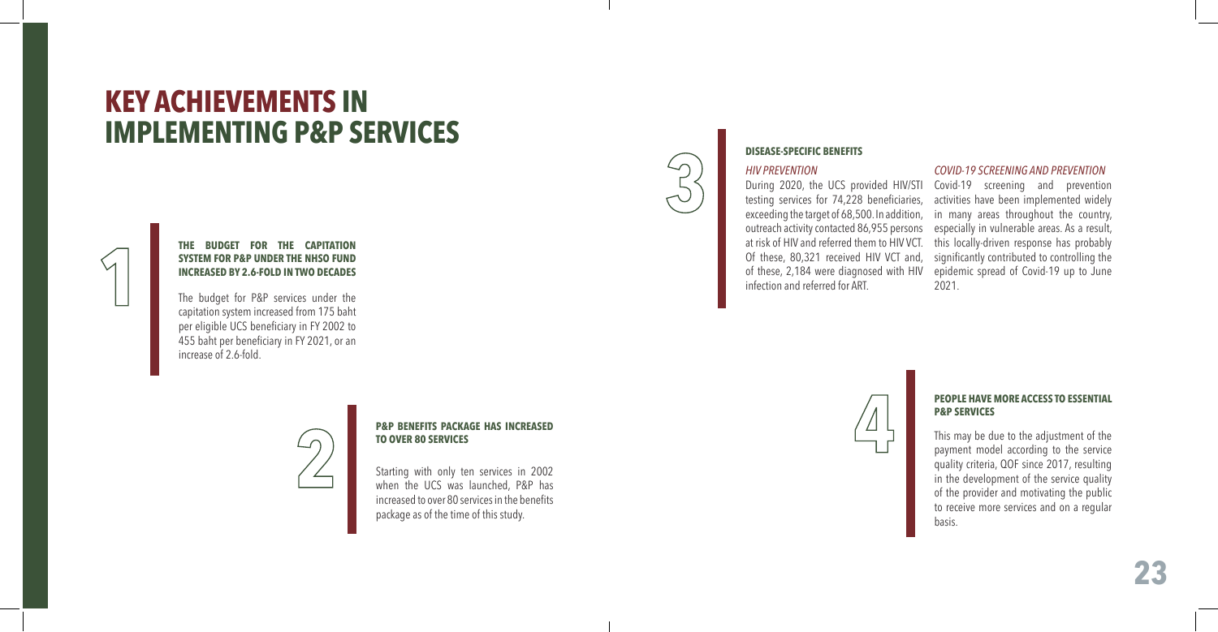# KEY ACHIEVEMENTS IN IMPLEMENTING P&P SERVICES

## 1

### THE BUDGET FOR THE CAPITATION SYSTEM FOR P&P UNDER THE NHSO FUND INCREASED BY 2.6-FOLD IN TWO DECADES

The budget for P&P services under the capitation system increased from 175 baht per eligible UCS beneficiary in FY 2002 to 455 baht per beneficiary in FY 2021, or an increase of 2.6-fold.

## 2

### P&P BENEFITS PACKAGE HAS INCREASED TO OVER 80 SERVICES

Starting with only ten services in 2002 when the UCS was launched, P&P has increased to over 80 services in the benefits package as of the time of this study.

## 3

### DISEASE-SPECIFIC BENEFITS

*HIV PREVENTION*

During 2020, the UCS provided HIV/STI testing services for 74,228 beneficiaries, exceeding the target of 68,500. In addition, outreach activity contacted 86,955 persons at risk of HIV and referred them to HIV VCT. Of these, 80,321 received HIV VCT and, of these, 2,184 were diagnosed with HIV infection and referred for ART.

*COVID-19 SCREENING AND PREVENTION*

Covid-19 screening and prevention activities have been implemented widely in many areas throughout the country, especially in vulnerable areas. As a result, this locally-driven response has probably significantly contributed to controlling the epidemic spread of Covid-19 up to June 2021.

## 4

### PEOPLE HAVE MORE ACCESS TO ESSENTIAL P&P SERVICES

This may be due to the adjustment of the payment model according to the service quality criteria, QOF since 2017, resulting in the development of the service quality of the provider and motivating the public to receive more services and on a regular basis.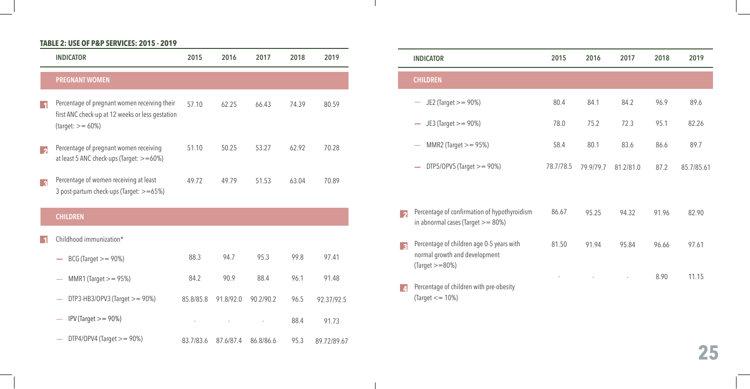**TABLE 2: USE OF P&P SERVICES: 2015 - 2019**

| | INDICATOR | 2015 | 2016 | 2017 | 2018 | 2019 |
|---|---|---|---|---|---|---|
| | **PREGNANT WOMEN** | | | | | |
| 1 | Percentage of pregnant women receiving their first ANC check-up at 12 weeks or less gestation (target: >= 60%) | 57.10 | 62.25 | 66.43 | 74.39 | 80.59 |
| 2 | Percentage of pregnant women receiving at least 5 ANC check-ups (Target: >=60%) | 51.10 | 50.25 | 53.27 | 62.92 | 70.28 |
| 3 | Percentage of women receiving at least 3 post-partum check-ups (Target: >=65%) | 49.72 | 49.79 | 51.53 | 63.04 | 70.89 |
| | **CHILDREN** | | | | | |
| 1 | Childhood immunization* | | | | | |
| | — BCG (Target >= 90%) | 88.3 | 94.7 | 95.3 | 99.8 | 97.41 |
| | — MMR1 (Target >= 95%) | 84.2 | 90.9 | 88.4 | 96.1 | 91.48 |
| | — DTP3-HB3/OPV3 (Target >= 90%) | 85.8/85.8 | 91.8/92.0 | 90.2/90.2 | 96.5 | 92.37/92.5 |
| | — IPV (Target >= 90%) | - | - | - | 88.4 | 91.73 |
| | — DTP4/OPV4 (Target >= 90%) | 83.7/83.6 | 87.6/87.4 | 86.8/86.6 | 95.3 | 89.72/89.67 |
| | — JE2 (Target >= 90%) | 80.4 | 84.1 | 84.2 | 96.9 | 89.6 |
| | — JE3 (Target >= 90%) | 78.0 | 75.2 | 72.3 | 95.1 | 82.26 |
| | — MMR2 (Target >= 95%) | 58.4 | 80.1 | 83.6 | 86.6 | 89.7 |
| | — DTP5/OPV5 (Target >= 90%) | 78.7/78.5 | 79.9/79.7 | 81.2/81.0 | 87.2 | 85.7/85.61 |
| 2 | Percentage of confirmation of hypothyroidism in abnormal cases (Target >= 80%) | 86.67 | 95.25 | 94.32 | 91.96 | 82.90 |
| 3 | Percentage of children age 0-5 years with normal growth and development (Target >=80%) | 81.50 | 91.94 | 95.84 | 96.66 | 97.61 |
| 4 | Percentage of children with pre-obesity (Target <= 10%) | - | - | - | 8.90 | 11.15 |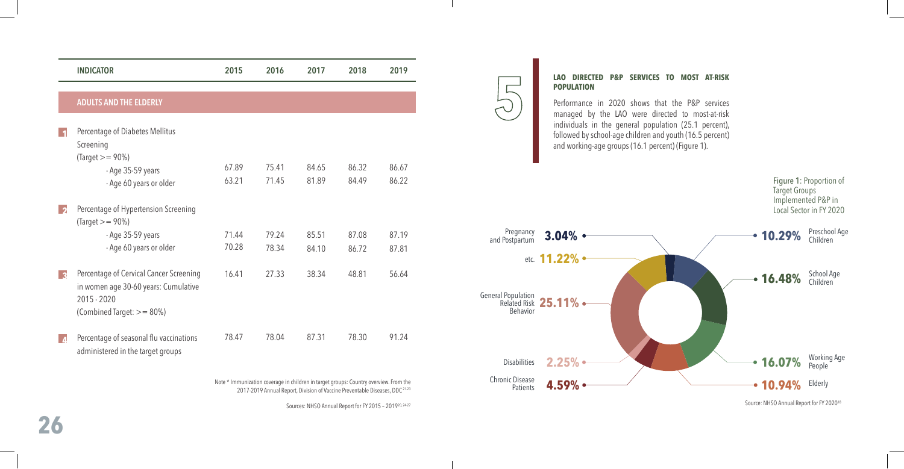| | INDICATOR | 2015 | 2016 | 2017 | 2018 | 2019 |
|---|---|---|---|---|---|---|
| | **ADULTS AND THE ELDERLY** | | | | | |
| 1 | Percentage of Diabetes Mellitus Screening (Target >= 90%) | | | | | |
| | - Age 35-59 years | 67.89 | 75.41 | 84.65 | 86.32 | 86.67 |
| | - Age 60 years or older | 63.21 | 71.45 | 81.89 | 84.49 | 86.22 |
| 2 | Percentage of Hypertension Screening (Target >= 90%) | | | | | |
| | - Age 35-59 years | 71.44 | 79.24 | 85.51 | 87.08 | 87.19 |
| | - Age 60 years or older | 70.28 | 78.34 | 84.10 | 86.72 | 87.81 |
| 3 | Percentage of Cervical Cancer Screening in women age 30-60 years: Cumulative 2015 - 2020 (Combined Target: >= 80%) | 16.41 | 27.33 | 38.34 | 48.81 | 56.64 |
| 4 | Percentage of seasonal flu vaccinations administered in the target groups | 78.47 | 78.04 | 87.31 | 78.30 | 91.24 |

Note * Immunization coverage in children in target groups: Country overview. From the 2017-2019 Annual Report, Division of Vaccine Preventable Diseases, DDC[21-23]

Sources: NHSO Annual Report for FY 2015 – 2019[20,24-27]

## 5 LAO DIRECTED P&P SERVICES TO MOST AT-RISK POPULATION

Performance in 2020 shows that the P&P services managed by the LAO were directed to most-at-risk individuals in the general population (25.1 percent), followed by school-age children and youth (16.5 percent) and working-age groups (16.1 percent) (Figure 1).

Figure 1: Proportion of Target Groups Implemented P&P in Local Sector in FY 2020

| Target Group | Proportion |
|---|---|
| Pregnancy and Postpartum | 3.04% |
| Preschool Age Children | 10.29% |
| School Age Children | 16.48% |
| Working Age People | 16.07% |
| Elderly | 10.94% |
| Chronic Disease Patients | 4.59% |
| Disabilities | 2.25% |
| General Population Related Risk Behavior | 25.11% |
| etc. | 11.22% |

Source: NHSO Annual Report for FY 2020[18]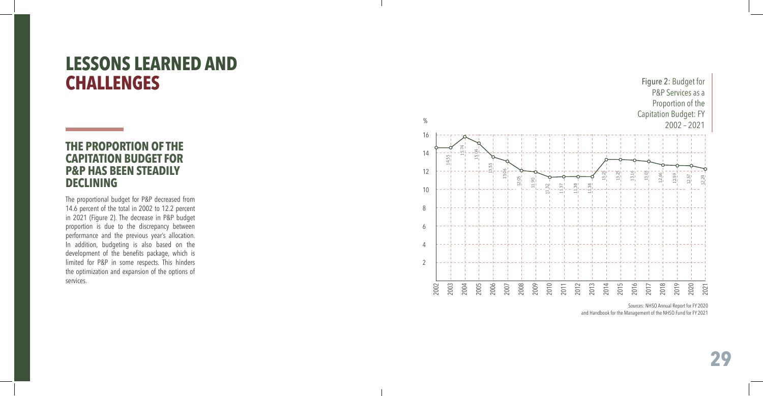# LESSONS LEARNED AND CHALLENGES

## THE PROPORTION OF THE CAPITATION BUDGET FOR P&P HAS BEEN STEADILY DECLINING

The proportional budget for P&P decreased from 14.6 percent of the total in 2002 to 12.2 percent in 2021 (Figure 2). The decrease in P&P budget proportion is due to the discrepancy between performance and the previous year's allocation. In addition, budgeting is also based on the development of the benefits package, which is limited for P&P in some respects. This hinders the optimization and expansion of the options of services.

**Figure 2:** Budget for P&P Services as a Proportion of the Capitation Budget: FY 2002 – 2021

| Year | % |
|---|---|
| 2002 | 14.55 |
| 2003 | 14.55 |
| 2004 | 15.74 |
| 2005 | 15.04 |
| 2006 | 13.55 |
| 2007 | 13.06 |
| 2008 | 12.05 |
| 2009 | 11.90 |
| 2010 | 11.32 |
| 2011 | 11.37 |
| 2012 | 11.38 |
| 2013 | 11.38 |
| 2014 | 13.25 |
| 2015 | 13.25 |
| 2016 | 13.16 |
| 2017 | 13.03 |
| 2018 | 12.66 |
| 2019 | 12.59 |
| 2020 | 12.57 |
| 2021 | 12.24 |

Sources: NHSO Annual Report for FY 2020 and Handbook for the Management of the NHSO Fund for FY 2021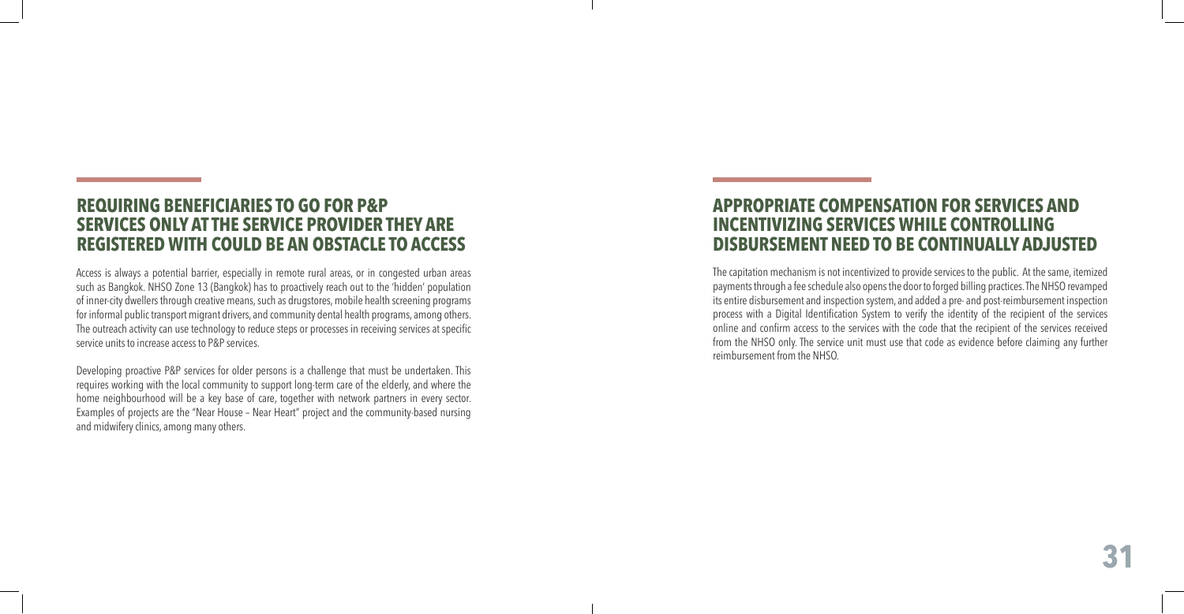## REQUIRING BENEFICIARIES TO GO FOR P&P SERVICES ONLY AT THE SERVICE PROVIDER THEY ARE REGISTERED WITH COULD BE AN OBSTACLE TO ACCESS

Access is always a potential barrier, especially in remote rural areas, or in congested urban areas such as Bangkok. NHSO Zone 13 (Bangkok) has to proactively reach out to the 'hidden' population of inner-city dwellers through creative means, such as drugstores, mobile health screening programs for informal public transport migrant drivers, and community dental health programs, among others. The outreach activity can use technology to reduce steps or processes in receiving services at specific service units to increase access to P&P services.

Developing proactive P&P services for older persons is a challenge that must be undertaken. This requires working with the local community to support long-term care of the elderly, and where the home neighbourhood will be a key base of care, together with network partners in every sector. Examples of projects are the "Near House – Near Heart" project and the community-based nursing and midwifery clinics, among many others.

## APPROPRIATE COMPENSATION FOR SERVICES AND INCENTIVIZING SERVICES WHILE CONTROLLING DISBURSEMENT NEED TO BE CONTINUALLY ADJUSTED

The capitation mechanism is not incentivized to provide services to the public. At the same, itemized payments through a fee schedule also opens the door to forged billing practices. The NHSO revamped its entire disbursement and inspection system, and added a pre- and post-reimbursement inspection process with a Digital Identification System to verify the identity of the recipient of the services online and confirm access to the services with the code that the recipient of the services received from the NHSO only. The service unit must use that code as evidence before claiming any further reimbursement from the NHSO.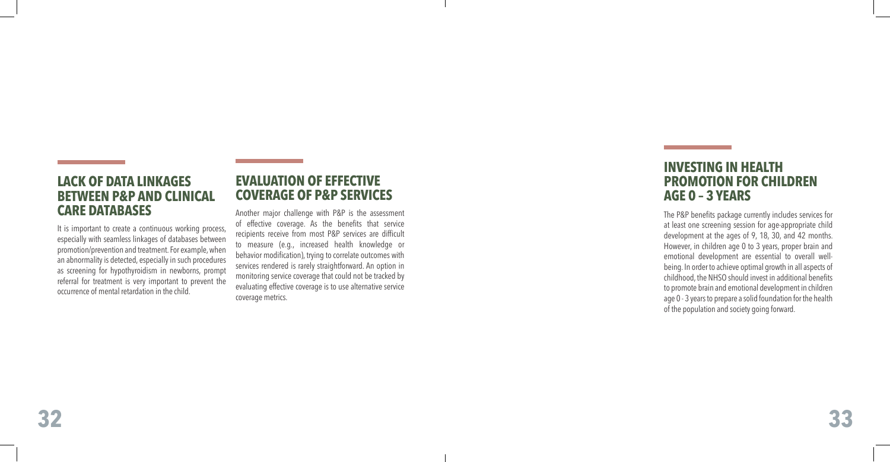## LACK OF DATA LINKAGES BETWEEN P&P AND CLINICAL CARE DATABASES

It is important to create a continuous working process, especially with seamless linkages of databases between promotion/prevention and treatment. For example, when an abnormality is detected, especially in such procedures as screening for hypothyroidism in newborns, prompt referral for treatment is very important to prevent the occurrence of mental retardation in the child.

## EVALUATION OF EFFECTIVE COVERAGE OF P&P SERVICES

Another major challenge with P&P is the assessment of effective coverage. As the benefits that service recipients receive from most P&P services are difficult to measure (e.g., increased health knowledge or behavior modification), trying to correlate outcomes with services rendered is rarely straightforward. An option in monitoring service coverage that could not be tracked by evaluating effective coverage is to use alternative service coverage metrics.

## INVESTING IN HEALTH PROMOTION FOR CHILDREN AGE 0 – 3 YEARS

The P&P benefits package currently includes services for at least one screening session for age-appropriate child development at the ages of 9, 18, 30, and 42 months. However, in children age 0 to 3 years, proper brain and emotional development are essential to overall well-being. In order to achieve optimal growth in all aspects of childhood, the NHSO should invest in additional benefits to promote brain and emotional development in children age 0 - 3 years to prepare a solid foundation for the health of the population and society going forward.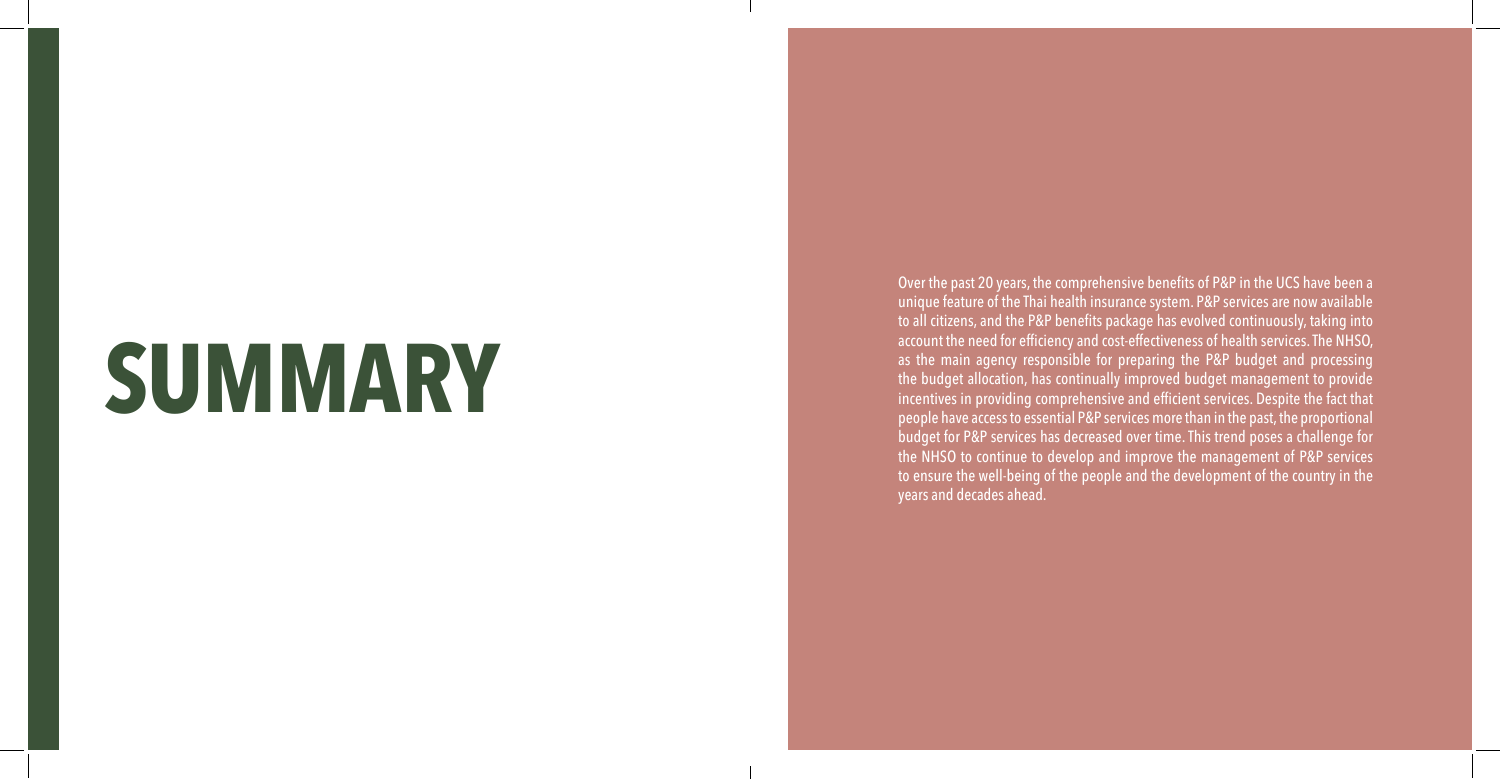# SUMMARY

Over the past 20 years, the comprehensive benefits of P&P in the UCS have been a unique feature of the Thai health insurance system. P&P services are now available to all citizens, and the P&P benefits package has evolved continuously, taking into account the need for efficiency and cost-effectiveness of health services. The NHSO, as the main agency responsible for preparing the P&P budget and processing the budget allocation, has continually improved budget management to provide incentives in providing comprehensive and efficient services. Despite the fact that people have access to essential P&P services more than in the past, the proportional budget for P&P services has decreased over time. This trend poses a challenge for the NHSO to continue to develop and improve the management of P&P services to ensure the well-being of the people and the development of the country in the years and decades ahead.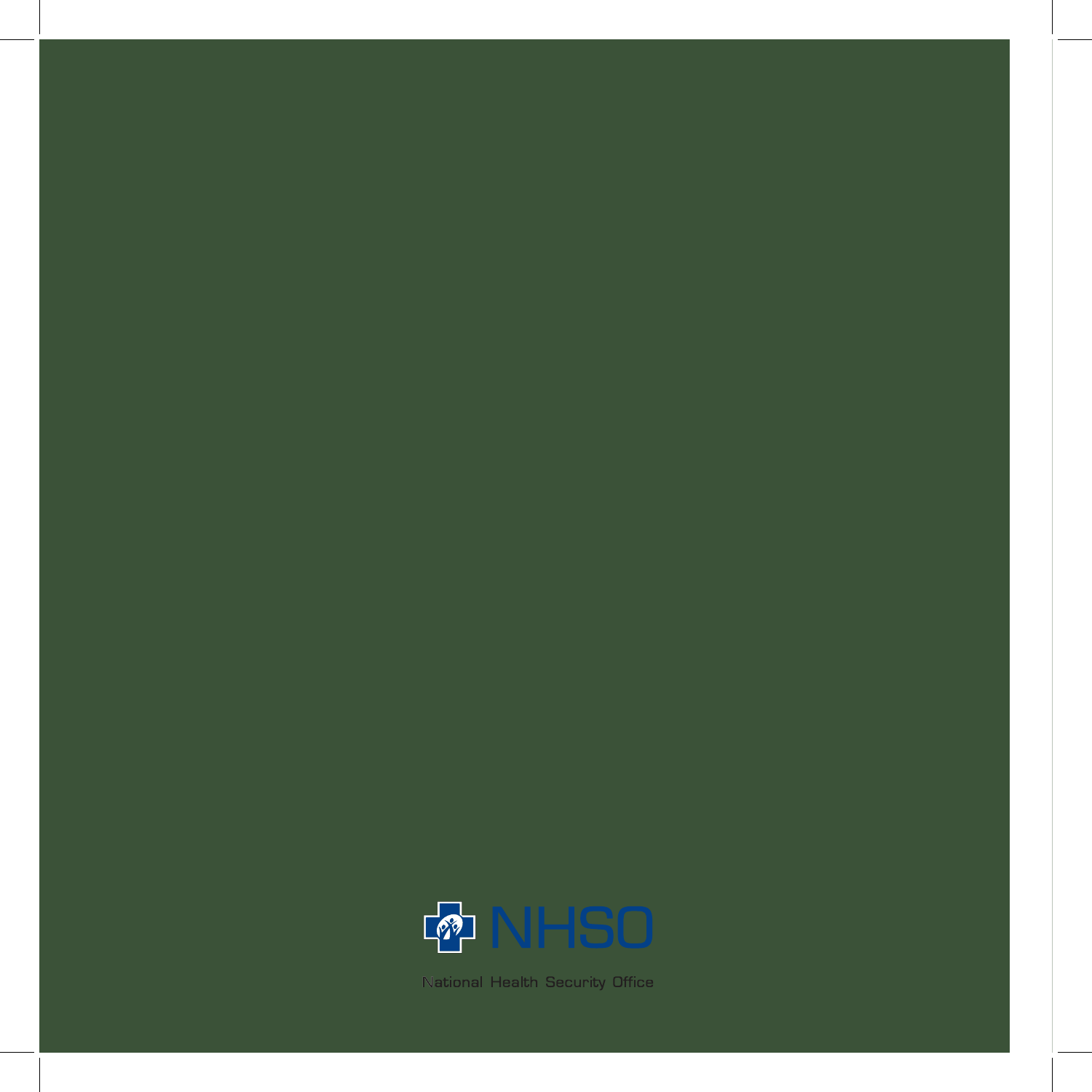NHSO

National Health Security Office